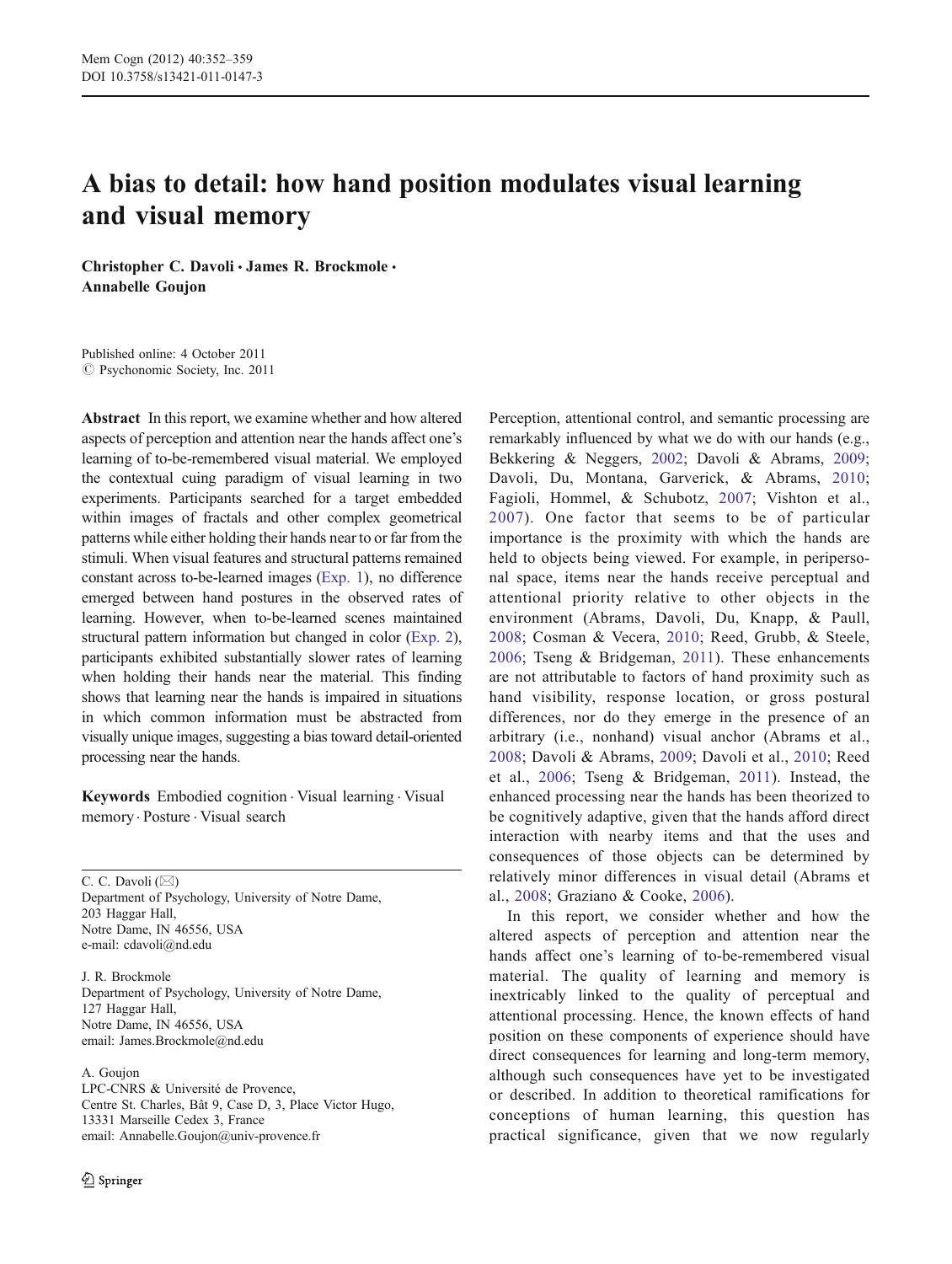# A bias to detail: how hand position modulates visual learning and visual memory

**Christopher C. Davoli · James R. Brockmole · Annabelle Goujon**

Published online: 4 October 2011
© Psychonomic Society, Inc. 2011

**Abstract** In this report, we examine whether and how altered aspects of perception and attention near the hands affect one's learning of to-be-remembered visual material. We employed the contextual cuing paradigm of visual learning in two experiments. Participants searched for a target embedded within images of fractals and other complex geometrical patterns while either holding their hands near to or far from the stimuli. When visual features and structural patterns remained constant across to-be-learned images (Exp. 1), no difference emerged between hand postures in the observed rates of learning. However, when to-be-learned scenes maintained structural pattern information but changed in color (Exp. 2), participants exhibited substantially slower rates of learning when holding their hands near the material. This finding shows that learning near the hands is impaired in situations in which common information must be abstracted from visually unique images, suggesting a bias toward detail-oriented processing near the hands.

**Keywords** Embodied cognition · Visual learning · Visual memory · Posture · Visual search

C. C. Davoli (✉)
Department of Psychology, University of Notre Dame,
203 Haggar Hall,
Notre Dame, IN 46556, USA
e-mail: cdavoli@nd.edu

J. R. Brockmole
Department of Psychology, University of Notre Dame,
127 Haggar Hall,
Notre Dame, IN 46556, USA
email: James.Brockmole@nd.edu

A. Goujon
LPC-CNRS & Université de Provence,
Centre St. Charles, Bât 9, Case D, 3, Place Victor Hugo,
13331 Marseille Cedex 3, France
email: Annabelle.Goujon@univ-provence.fr

Perception, attentional control, and semantic processing are remarkably influenced by what we do with our hands (e.g., Bekkering & Neggers, 2002; Davoli & Abrams, 2009; Davoli, Du, Montana, Garverick, & Abrams, 2010; Fagioli, Hommel, & Schubotz, 2007; Vishton et al., 2007). One factor that seems to be of particular importance is the proximity with which the hands are held to objects being viewed. For example, in peripersonal space, items near the hands receive perceptual and attentional priority relative to other objects in the environment (Abrams, Davoli, Du, Knapp, & Paull, 2008; Cosman & Vecera, 2010; Reed, Grubb, & Steele, 2006; Tseng & Bridgeman, 2011). These enhancements are not attributable to factors of hand proximity such as hand visibility, response location, or gross postural differences, nor do they emerge in the presence of an arbitrary (i.e., nonhand) visual anchor (Abrams et al., 2008; Davoli & Abrams, 2009; Davoli et al., 2010; Reed et al., 2006; Tseng & Bridgeman, 2011). Instead, the enhanced processing near the hands has been theorized to be cognitively adaptive, given that the hands afford direct interaction with nearby items and that the uses and consequences of those objects can be determined by relatively minor differences in visual detail (Abrams et al., 2008; Graziano & Cooke, 2006).

In this report, we consider whether and how the altered aspects of perception and attention near the hands affect one's learning of to-be-remembered visual material. The quality of learning and memory is inextricably linked to the quality of perceptual and attentional processing. Hence, the known effects of hand position on these components of experience should have direct consequences for learning and long-term memory, although such consequences have yet to be investigated or described. In addition to theoretical ramifications for conceptions of human learning, this question has practical significance, given that we now regularly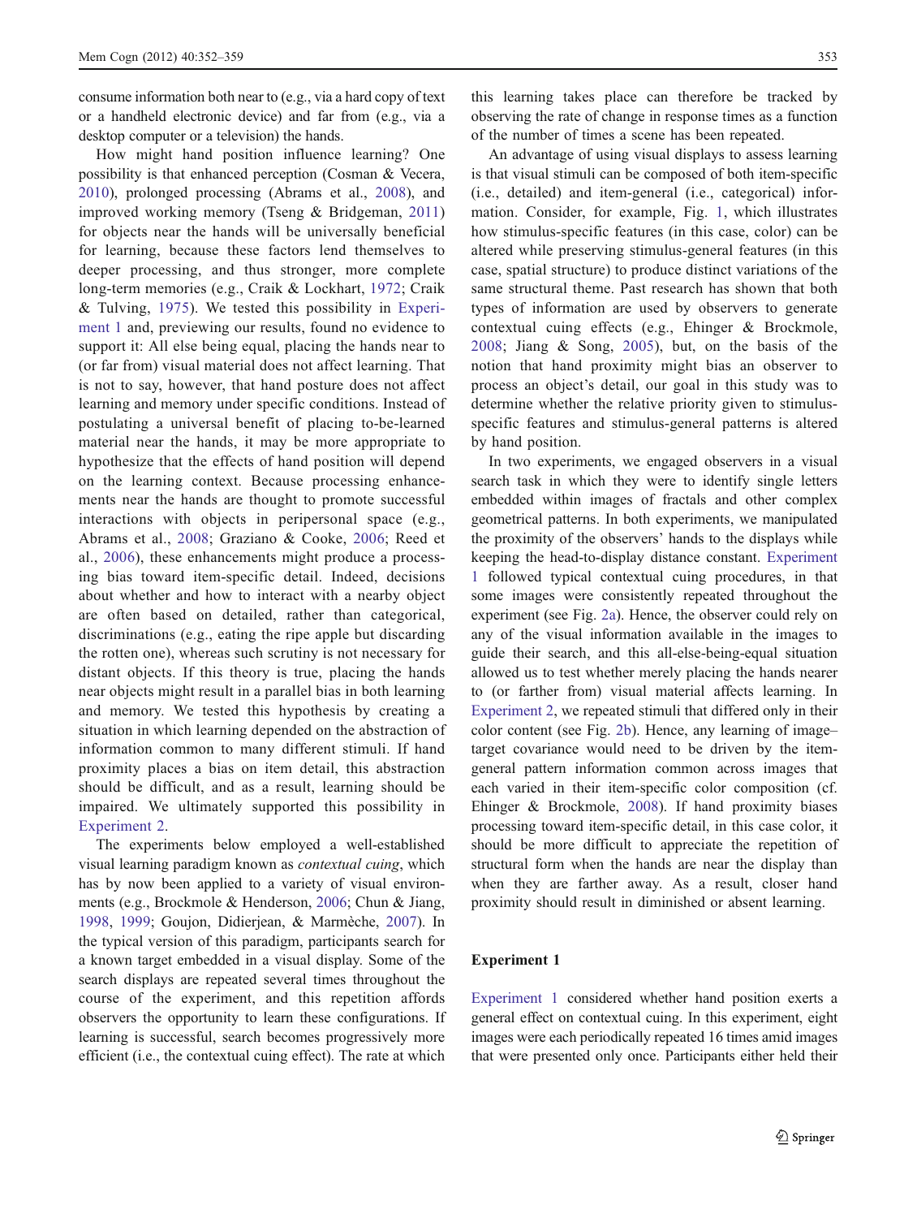consume information both near to (e.g., via a hard copy of text or a handheld electronic device) and far from (e.g., via a desktop computer or a television) the hands.

How might hand position influence learning? One possibility is that enhanced perception (Cosman & Vecera, 2010), prolonged processing (Abrams et al., 2008), and improved working memory (Tseng & Bridgeman, 2011) for objects near the hands will be universally beneficial for learning, because these factors lend themselves to deeper processing, and thus stronger, more complete long-term memories (e.g., Craik & Lockhart, 1972; Craik & Tulving, 1975). We tested this possibility in Experiment 1 and, previewing our results, found no evidence to support it: All else being equal, placing the hands near to (or far from) visual material does not affect learning. That is not to say, however, that hand posture does not affect learning and memory under specific conditions. Instead of postulating a universal benefit of placing to-be-learned material near the hands, it may be more appropriate to hypothesize that the effects of hand position will depend on the learning context. Because processing enhancements near the hands are thought to promote successful interactions with objects in peripersonal space (e.g., Abrams et al., 2008; Graziano & Cooke, 2006; Reed et al., 2006), these enhancements might produce a processing bias toward item-specific detail. Indeed, decisions about whether and how to interact with a nearby object are often based on detailed, rather than categorical, discriminations (e.g., eating the ripe apple but discarding the rotten one), whereas such scrutiny is not necessary for distant objects. If this theory is true, placing the hands near objects might result in a parallel bias in both learning and memory. We tested this hypothesis by creating a situation in which learning depended on the abstraction of information common to many different stimuli. If hand proximity places a bias on item detail, this abstraction should be difficult, and as a result, learning should be impaired. We ultimately supported this possibility in Experiment 2.

The experiments below employed a well-established visual learning paradigm known as *contextual cuing*, which has by now been applied to a variety of visual environments (e.g., Brockmole & Henderson, 2006; Chun & Jiang, 1998, 1999; Goujon, Didierjean, & Marmèche, 2007). In the typical version of this paradigm, participants search for a known target embedded in a visual display. Some of the search displays are repeated several times throughout the course of the experiment, and this repetition affords observers the opportunity to learn these configurations. If learning is successful, search becomes progressively more efficient (i.e., the contextual cuing effect). The rate at which this learning takes place can therefore be tracked by observing the rate of change in response times as a function of the number of times a scene has been repeated.

An advantage of using visual displays to assess learning is that visual stimuli can be composed of both item-specific (i.e., detailed) and item-general (i.e., categorical) information. Consider, for example, Fig. 1, which illustrates how stimulus-specific features (in this case, color) can be altered while preserving stimulus-general features (in this case, spatial structure) to produce distinct variations of the same structural theme. Past research has shown that both types of information are used by observers to generate contextual cuing effects (e.g., Ehinger & Brockmole, 2008; Jiang & Song, 2005), but, on the basis of the notion that hand proximity might bias an observer to process an object's detail, our goal in this study was to determine whether the relative priority given to stimulus-specific features and stimulus-general patterns is altered by hand position.

In two experiments, we engaged observers in a visual search task in which they were to identify single letters embedded within images of fractals and other complex geometrical patterns. In both experiments, we manipulated the proximity of the observers' hands to the displays while keeping the head-to-display distance constant. Experiment 1 followed typical contextual cuing procedures, in that some images were consistently repeated throughout the experiment (see Fig. 2a). Hence, the observer could rely on any of the visual information available in the images to guide their search, and this all-else-being-equal situation allowed us to test whether merely placing the hands nearer to (or farther from) visual material affects learning. In Experiment 2, we repeated stimuli that differed only in their color content (see Fig. 2b). Hence, any learning of image–target covariance would need to be driven by the item-general pattern information common across images that each varied in their item-specific color composition (cf. Ehinger & Brockmole, 2008). If hand proximity biases processing toward item-specific detail, in this case color, it should be more difficult to appreciate the repetition of structural form when the hands are near the display than when they are farther away. As a result, closer hand proximity should result in diminished or absent learning.

## Experiment 1

Experiment 1 considered whether hand position exerts a general effect on contextual cuing. In this experiment, eight images were each periodically repeated 16 times amid images that were presented only once. Participants either held their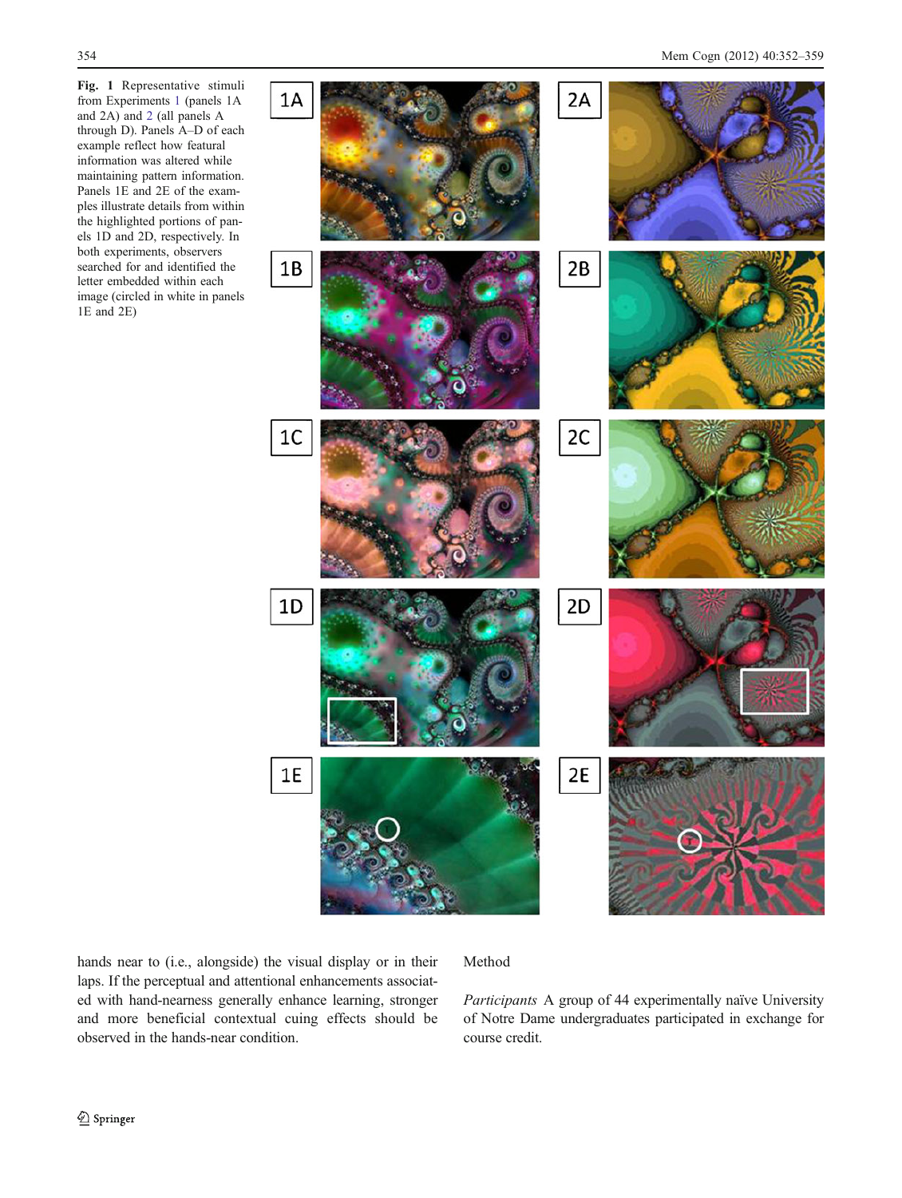**Fig. 1** Representative stimuli from Experiments 1 (panels 1A and 2A) and 2 (all panels A through D). Panels A–D of each example reflect how featural information was altered while maintaining pattern information. Panels 1E and 2E of the examples illustrate details from within the highlighted portions of panels 1D and 2D, respectively. In both experiments, observers searched for and identified the letter embedded within each image (circled in white in panels 1E and 2E)

hands near to (i.e., alongside) the visual display or in their laps. If the perceptual and attentional enhancements associated with hand-nearness generally enhance learning, stronger and more beneficial contextual cuing effects should be observed in the hands-near condition.

## Method

*Participants* A group of 44 experimentally naïve University of Notre Dame undergraduates participated in exchange for course credit.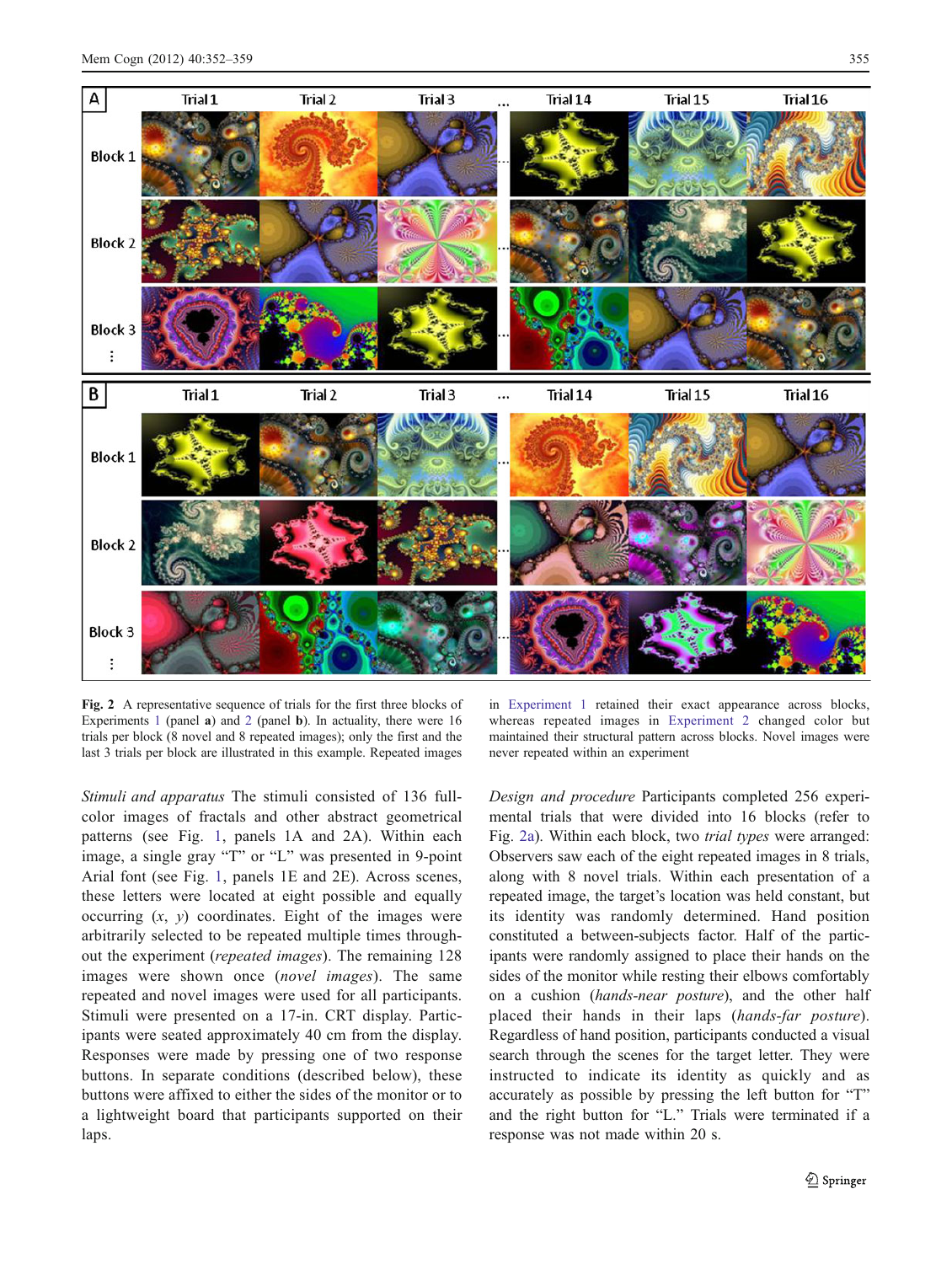**Fig. 2** A representative sequence of trials for the first three blocks of Experiments 1 (panel **a**) and 2 (panel **b**). In actuality, there were 16 trials per block (8 novel and 8 repeated images); only the first and the last 3 trials per block are illustrated in this example. Repeated images in Experiment 1 retained their exact appearance across blocks, whereas repeated images in Experiment 2 changed color but maintained their structural pattern across blocks. Novel images were never repeated within an experiment

*Stimuli and apparatus* The stimuli consisted of 136 full-color images of fractals and other abstract geometrical patterns (see Fig. 1, panels 1A and 2A). Within each image, a single gray "T" or "L" was presented in 9-point Arial font (see Fig. 1, panels 1E and 2E). Across scenes, these letters were located at eight possible and equally occurring (*x*, *y*) coordinates. Eight of the images were arbitrarily selected to be repeated multiple times throughout the experiment (*repeated images*). The remaining 128 images were shown once (*novel images*). The same repeated and novel images were used for all participants. Stimuli were presented on a 17-in. CRT display. Participants were seated approximately 40 cm from the display. Responses were made by pressing one of two response buttons. In separate conditions (described below), these buttons were affixed to either the sides of the monitor or to a lightweight board that participants supported on their laps.

*Design and procedure* Participants completed 256 experimental trials that were divided into 16 blocks (refer to Fig. 2a). Within each block, two *trial types* were arranged: Observers saw each of the eight repeated images in 8 trials, along with 8 novel trials. Within each presentation of a repeated image, the target's location was held constant, but its identity was randomly determined. Hand position constituted a between-subjects factor. Half of the participants were randomly assigned to place their hands on the sides of the monitor while resting their elbows comfortably on a cushion (*hands-near posture*), and the other half placed their hands in their laps (*hands-far posture*). Regardless of hand position, participants conducted a visual search through the scenes for the target letter. They were instructed to indicate its identity as quickly and as accurately as possible by pressing the left button for "T" and the right button for "L." Trials were terminated if a response was not made within 20 s.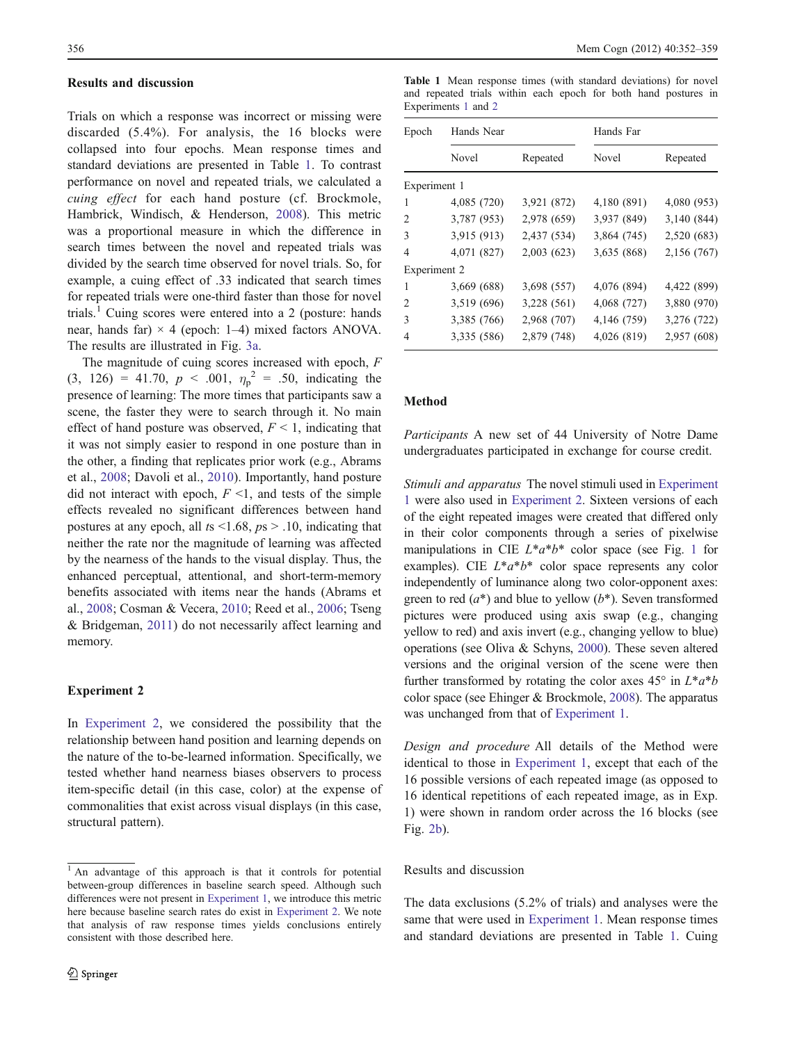### Results and discussion

Trials on which a response was incorrect or missing were discarded (5.4%). For analysis, the 16 blocks were collapsed into four epochs. Mean response times and standard deviations are presented in Table 1. To contrast performance on novel and repeated trials, we calculated a *cuing effect* for each hand posture (cf. Brockmole, Hambrick, Windisch, & Henderson, 2008). This metric was a proportional measure in which the difference in search times between the novel and repeated trials was divided by the search time observed for novel trials. So, for example, a cuing effect of .33 indicated that search times for repeated trials were one-third faster than those for novel trials.[1] Cuing scores were entered into a 2 (posture: hands near, hands far) × 4 (epoch: 1–4) mixed factors ANOVA. The results are illustrated in Fig. 3a.

The magnitude of cuing scores increased with epoch, $F(3,\ 126) = 41.70$, $p < .001$, $\eta_p^2 = .50$, indicating the presence of learning: The more times that participants saw a scene, the faster they were to search through it. No main effect of hand posture was observed, $F < 1$, indicating that it was not simply easier to respond in one posture than in the other, a finding that replicates prior work (e.g., Abrams et al., 2008; Davoli et al., 2010). Importantly, hand posture did not interact with epoch, $F < 1$, and tests of the simple effects revealed no significant differences between hand postures at any epoch, all $t$s $< 1.68$, $p$s $> .10$, indicating that neither the rate nor the magnitude of learning was affected by the nearness of the hands to the visual display. Thus, the enhanced perceptual, attentional, and short-term-memory benefits associated with items near the hands (Abrams et al., 2008; Cosman & Vecera, 2010; Reed et al., 2006; Tseng & Bridgeman, 2011) do not necessarily affect learning and memory.

## Experiment 2

In Experiment 2, we considered the possibility that the relationship between hand position and learning depends on the nature of the to-be-learned information. Specifically, we tested whether hand nearness biases observers to process item-specific detail (in this case, color) at the expense of commonalities that exist across visual displays (in this case, structural pattern).

[1] An advantage of this approach is that it controls for potential between-group differences in baseline search speed. Although such differences were not present in Experiment 1, we introduce this metric here because baseline search rates do exist in Experiment 2. We note that analysis of raw response times yields conclusions entirely consistent with those described here.

**Table 1** Mean response times (with standard deviations) for novel and repeated trials within each epoch for both hand postures in Experiments 1 and 2

| Epoch | Hands Near | | Hands Far | |
|---|---|---|---|---|
| | Novel | Repeated | Novel | Repeated |
| Experiment 1 | | | | |
| 1 | 4,085 (720) | 3,921 (872) | 4,180 (891) | 4,080 (953) |
| 2 | 3,787 (953) | 2,978 (659) | 3,937 (849) | 3,140 (844) |
| 3 | 3,915 (913) | 2,437 (534) | 3,864 (745) | 2,520 (683) |
| 4 | 4,071 (827) | 2,003 (623) | 3,635 (868) | 2,156 (767) |
| Experiment 2 | | | | |
| 1 | 3,669 (688) | 3,698 (557) | 4,076 (894) | 4,422 (899) |
| 2 | 3,519 (696) | 3,228 (561) | 4,068 (727) | 3,880 (970) |
| 3 | 3,385 (766) | 2,968 (707) | 4,146 (759) | 3,276 (722) |
| 4 | 3,335 (586) | 2,879 (748) | 4,026 (819) | 2,957 (608) |

### Method

*Participants* A new set of 44 University of Notre Dame undergraduates participated in exchange for course credit.

*Stimuli and apparatus* The novel stimuli used in Experiment 1 were also used in Experiment 2. Sixteen versions of each of the eight repeated images were created that differed only in their color components through a series of pixelwise manipulations in CIE $L^*a^*b^*$ color space (see Fig. 1 for examples). CIE $L^*a^*b^*$ color space represents any color independently of luminance along two color-opponent axes: green to red ($a^*$) and blue to yellow ($b^*$). Seven transformed pictures were produced using axis swap (e.g., changing yellow to red) and axis invert (e.g., changing yellow to blue) operations (see Oliva & Schyns, 2000). These seven altered versions and the original version of the scene were then further transformed by rotating the color axes 45° in $L^*a^*b$ color space (see Ehinger & Brockmole, 2008). The apparatus was unchanged from that of Experiment 1.

*Design and procedure* All details of the Method were identical to those in Experiment 1, except that each of the 16 possible versions of each repeated image (as opposed to 16 identical repetitions of each repeated image, as in Exp. 1) were shown in random order across the 16 blocks (see Fig. 2b).

### Results and discussion

The data exclusions (5.2% of trials) and analyses were the same that were used in Experiment 1. Mean response times and standard deviations are presented in Table 1. Cuing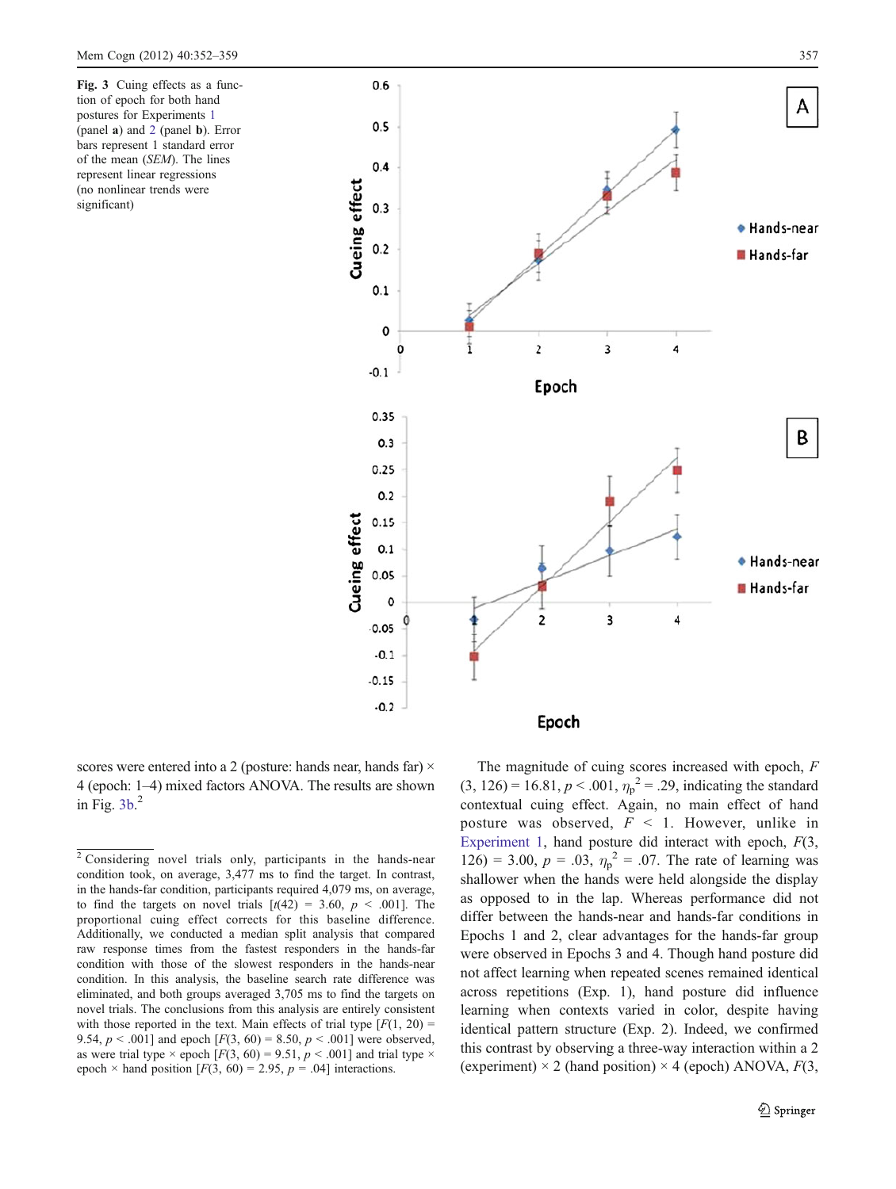**Fig. 3** Cuing effects as a function of epoch for both hand postures for Experiments 1 (panel **a**) and 2 (panel **b**). Error bars represent 1 standard error of the mean (*SEM*). The lines represent linear regressions (no nonlinear trends were significant)

scores were entered into a 2 (posture: hands near, hands far) × 4 (epoch: 1–4) mixed factors ANOVA. The results are shown in Fig. 3b.[2]

The magnitude of cuing scores increased with epoch, $F(3, 126) = 16.81$, $p < .001$, $\eta_p^2 = .29$, indicating the standard contextual cuing effect. Again, no main effect of hand posture was observed, $F < 1$. However, unlike in Experiment 1, hand posture did interact with epoch, $F(3, 126) = 3.00$, $p = .03$, $\eta_p^2 = .07$. The rate of learning was shallower when the hands were held alongside the display as opposed to in the lap. Whereas performance did not differ between the hands-near and hands-far conditions in Epochs 1 and 2, clear advantages for the hands-far group were observed in Epochs 3 and 4. Though hand posture did not affect learning when repeated scenes remained identical across repetitions (Exp. 1), hand posture did influence learning when contexts varied in color, despite having identical pattern structure (Exp. 2). Indeed, we confirmed this contrast by observing a three-way interaction within a 2 (experiment) × 2 (hand position) × 4 (epoch) ANOVA, $F$(3,

---

[2] Considering novel trials only, participants in the hands-near condition took, on average, 3,477 ms to find the target. In contrast, in the hands-far condition, participants required 4,079 ms, on average, to find the targets on novel trials [$t(42) = 3.60$, $p < .001$]. The proportional cuing effect corrects for this baseline difference. Additionally, we conducted a median split analysis that compared raw response times from the fastest responders in the hands-far condition with those of the slowest responders in the hands-near condition. In this analysis, the baseline search rate difference was eliminated, and both groups averaged 3,705 ms to find the targets on novel trials. The conclusions from this analysis are entirely consistent with those reported in the text. Main effects of trial type [$F(1, 20) = 9.54$, $p < .001$] and epoch [$F(3, 60) = 8.50$, $p < .001$] were observed, as were trial type × epoch [$F(3, 60) = 9.51$, $p < .001$] and trial type × epoch × hand position [$F(3, 60) = 2.95$, $p = .04$] interactions.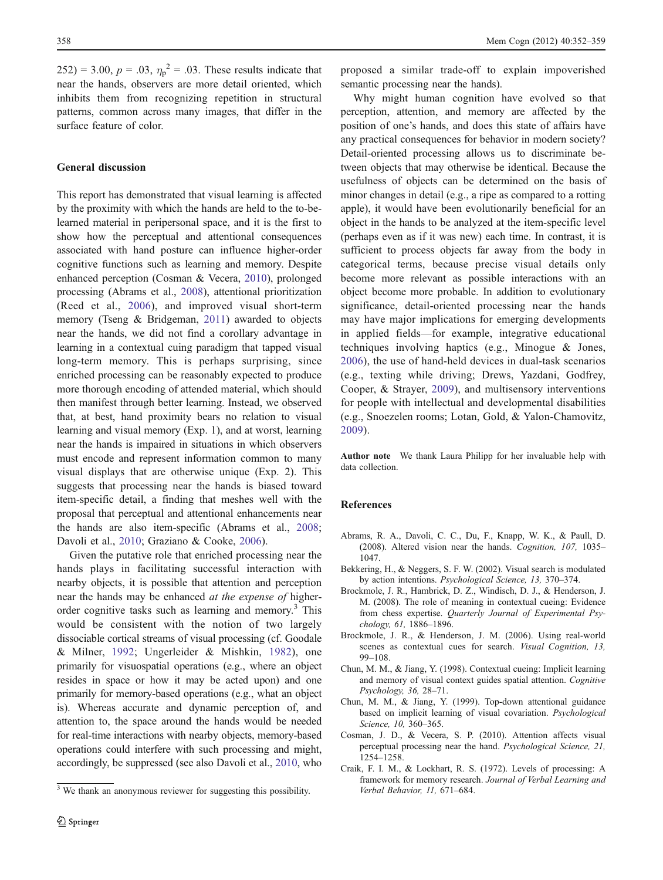252) = 3.00, $p$ = .03, $\eta_p^2$ = .03. These results indicate that near the hands, observers are more detail oriented, which inhibits them from recognizing repetition in structural patterns, common across many images, that differ in the surface feature of color.

## General discussion

This report has demonstrated that visual learning is affected by the proximity with which the hands are held to the to-be-learned material in peripersonal space, and it is the first to show how the perceptual and attentional consequences associated with hand posture can influence higher-order cognitive functions such as learning and memory. Despite enhanced perception (Cosman & Vecera, 2010), prolonged processing (Abrams et al., 2008), attentional prioritization (Reed et al., 2006), and improved visual short-term memory (Tseng & Bridgeman, 2011) awarded to objects near the hands, we did not find a corollary advantage in learning in a contextual cuing paradigm that tapped visual long-term memory. This is perhaps surprising, since enriched processing can be reasonably expected to produce more thorough encoding of attended material, which should then manifest through better learning. Instead, we observed that, at best, hand proximity bears no relation to visual learning and visual memory (Exp. 1), and at worst, learning near the hands is impaired in situations in which observers must encode and represent information common to many visual displays that are otherwise unique (Exp. 2). This suggests that processing near the hands is biased toward item-specific detail, a finding that meshes well with the proposal that perceptual and attentional enhancements near the hands are also item-specific (Abrams et al., 2008; Davoli et al., 2010; Graziano & Cooke, 2006).

Given the putative role that enriched processing near the hands plays in facilitating successful interaction with nearby objects, it is possible that attention and perception near the hands may be enhanced *at the expense of* higher-order cognitive tasks such as learning and memory.[3] This would be consistent with the notion of two largely dissociable cortical streams of visual processing (cf. Goodale & Milner, 1992; Ungerleider & Mishkin, 1982), one primarily for visuospatial operations (e.g., where an object resides in space or how it may be acted upon) and one primarily for memory-based operations (e.g., what an object is). Whereas accurate and dynamic perception of, and attention to, the space around the hands would be needed for real-time interactions with nearby objects, memory-based operations could interfere with such processing and might, accordingly, be suppressed (see also Davoli et al., 2010, who proposed a similar trade-off to explain impoverished semantic processing near the hands).

Why might human cognition have evolved so that perception, attention, and memory are affected by the position of one's hands, and does this state of affairs have any practical consequences for behavior in modern society? Detail-oriented processing allows us to discriminate between objects that may otherwise be identical. Because the usefulness of objects can be determined on the basis of minor changes in detail (e.g., a ripe as compared to a rotting apple), it would have been evolutionarily beneficial for an object in the hands to be analyzed at the item-specific level (perhaps even as if it was new) each time. In contrast, it is sufficient to process objects far away from the body in categorical terms, because precise visual details only become more relevant as possible interactions with an object become more probable. In addition to evolutionary significance, detail-oriented processing near the hands may have major implications for emerging developments in applied fields—for example, integrative educational techniques involving haptics (e.g., Minogue & Jones, 2006), the use of hand-held devices in dual-task scenarios (e.g., texting while driving; Drews, Yazdani, Godfrey, Cooper, & Strayer, 2009), and multisensory interventions for people with intellectual and developmental disabilities (e.g., Snoezelen rooms; Lotan, Gold, & Yalon-Chamovitz, 2009).

**Author note** We thank Laura Philipp for her invaluable help with data collection.

[3] We thank an anonymous reviewer for suggesting this possibility.

## References

Abrams, R. A., Davoli, C. C., Du, F., Knapp, W. K., & Paull, D. (2008). Altered vision near the hands. *Cognition, 107,* 1035–1047.

Bekkering, H., & Neggers, S. F. W. (2002). Visual search is modulated by action intentions. *Psychological Science, 13,* 370–374.

Brockmole, J. R., Hambrick, D. Z., Windisch, D. J., & Henderson, J. M. (2008). The role of meaning in contextual cueing: Evidence from chess expertise. *Quarterly Journal of Experimental Psychology, 61,* 1886–1896.

Brockmole, J. R., & Henderson, J. M. (2006). Using real-world scenes as contextual cues for search. *Visual Cognition, 13,* 99–108.

Chun, M. M., & Jiang, Y. (1998). Contextual cueing: Implicit learning and memory of visual context guides spatial attention. *Cognitive Psychology, 36,* 28–71.

Chun, M. M., & Jiang, Y. (1999). Top-down attentional guidance based on implicit learning of visual covariation. *Psychological Science, 10,* 360–365.

Cosman, J. D., & Vecera, S. P. (2010). Attention affects visual perceptual processing near the hand. *Psychological Science, 21,* 1254–1258.

Craik, F. I. M., & Lockhart, R. S. (1972). Levels of processing: A framework for memory research. *Journal of Verbal Learning and Verbal Behavior, 11,* 671–684.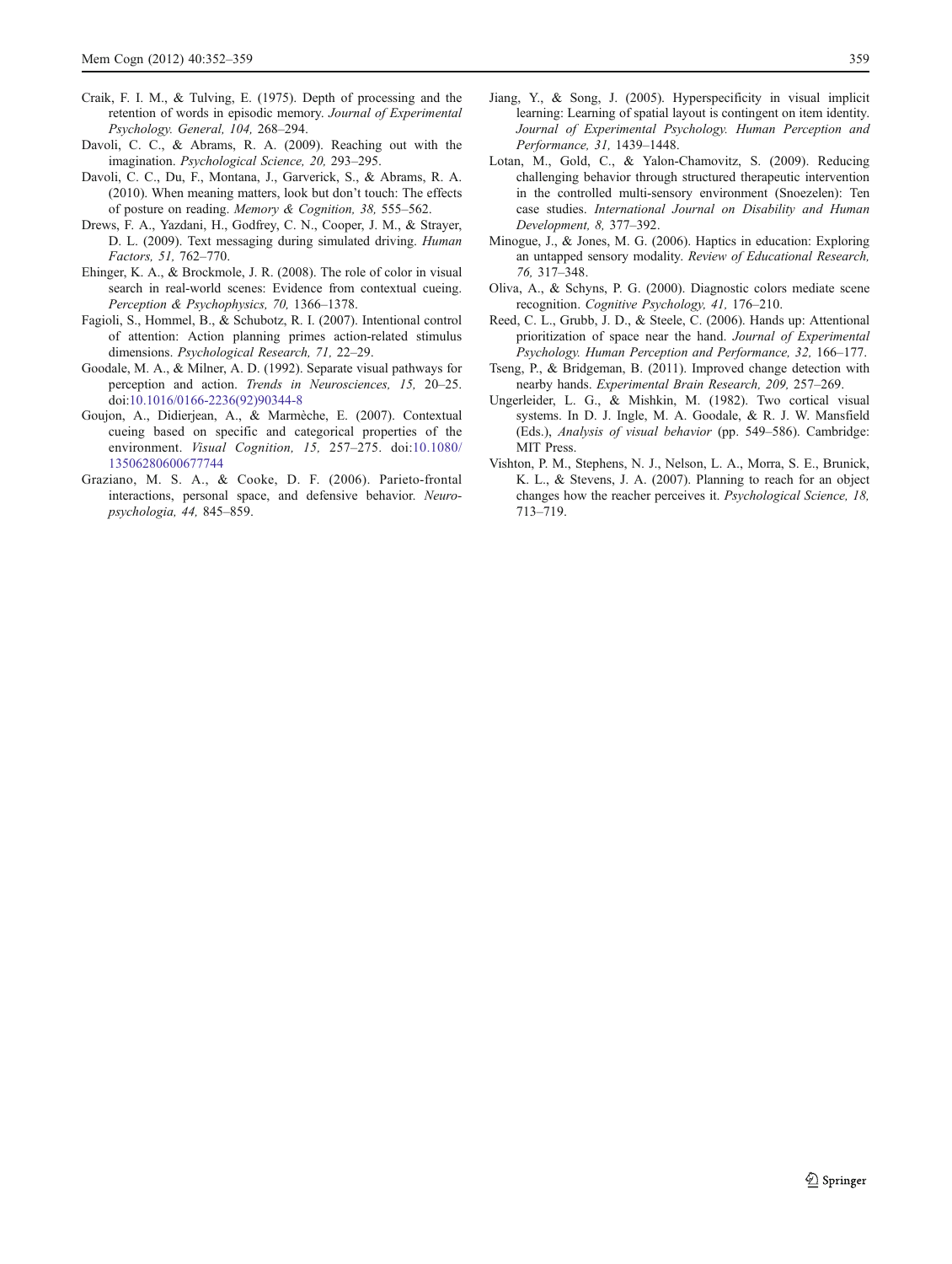Craik, F. I. M., & Tulving, E. (1975). Depth of processing and the retention of words in episodic memory. *Journal of Experimental Psychology. General, 104,* 268–294.

Davoli, C. C., & Abrams, R. A. (2009). Reaching out with the imagination. *Psychological Science, 20,* 293–295.

Davoli, C. C., Du, F., Montana, J., Garverick, S., & Abrams, R. A. (2010). When meaning matters, look but don't touch: The effects of posture on reading. *Memory & Cognition, 38,* 555–562.

Drews, F. A., Yazdani, H., Godfrey, C. N., Cooper, J. M., & Strayer, D. L. (2009). Text messaging during simulated driving. *Human Factors, 51,* 762–770.

Ehinger, K. A., & Brockmole, J. R. (2008). The role of color in visual search in real-world scenes: Evidence from contextual cueing. *Perception & Psychophysics, 70,* 1366–1378.

Fagioli, S., Hommel, B., & Schubotz, R. I. (2007). Intentional control of attention: Action planning primes action-related stimulus dimensions. *Psychological Research, 71,* 22–29.

Goodale, M. A., & Milner, A. D. (1992). Separate visual pathways for perception and action. *Trends in Neurosciences, 15,* 20–25. doi:10.1016/0166-2236(92)90344-8

Goujon, A., Didierjean, A., & Marmèche, E. (2007). Contextual cueing based on specific and categorical properties of the environment. *Visual Cognition, 15,* 257–275. doi:10.1080/13506280600677744

Graziano, M. S. A., & Cooke, D. F. (2006). Parieto-frontal interactions, personal space, and defensive behavior. *Neuropsychologia, 44,* 845–859.

Jiang, Y., & Song, J. (2005). Hyperspecificity in visual implicit learning: Learning of spatial layout is contingent on item identity. *Journal of Experimental Psychology. Human Perception and Performance, 31,* 1439–1448.

Lotan, M., Gold, C., & Yalon-Chamovitz, S. (2009). Reducing challenging behavior through structured therapeutic intervention in the controlled multi-sensory environment (Snoezelen): Ten case studies. *International Journal on Disability and Human Development, 8,* 377–392.

Minogue, J., & Jones, M. G. (2006). Haptics in education: Exploring an untapped sensory modality. *Review of Educational Research, 76,* 317–348.

Oliva, A., & Schyns, P. G. (2000). Diagnostic colors mediate scene recognition. *Cognitive Psychology, 41,* 176–210.

Reed, C. L., Grubb, J. D., & Steele, C. (2006). Hands up: Attentional prioritization of space near the hand. *Journal of Experimental Psychology. Human Perception and Performance, 32,* 166–177.

Tseng, P., & Bridgeman, B. (2011). Improved change detection with nearby hands. *Experimental Brain Research, 209,* 257–269.

Ungerleider, L. G., & Mishkin, M. (1982). Two cortical visual systems. In D. J. Ingle, M. A. Goodale, & R. J. W. Mansfield (Eds.), *Analysis of visual behavior* (pp. 549–586). Cambridge: MIT Press.

Vishton, P. M., Stephens, N. J., Nelson, L. A., Morra, S. E., Brunick, K. L., & Stevens, J. A. (2007). Planning to reach for an object changes how the reacher perceives it. *Psychological Science, 18,* 713–719.